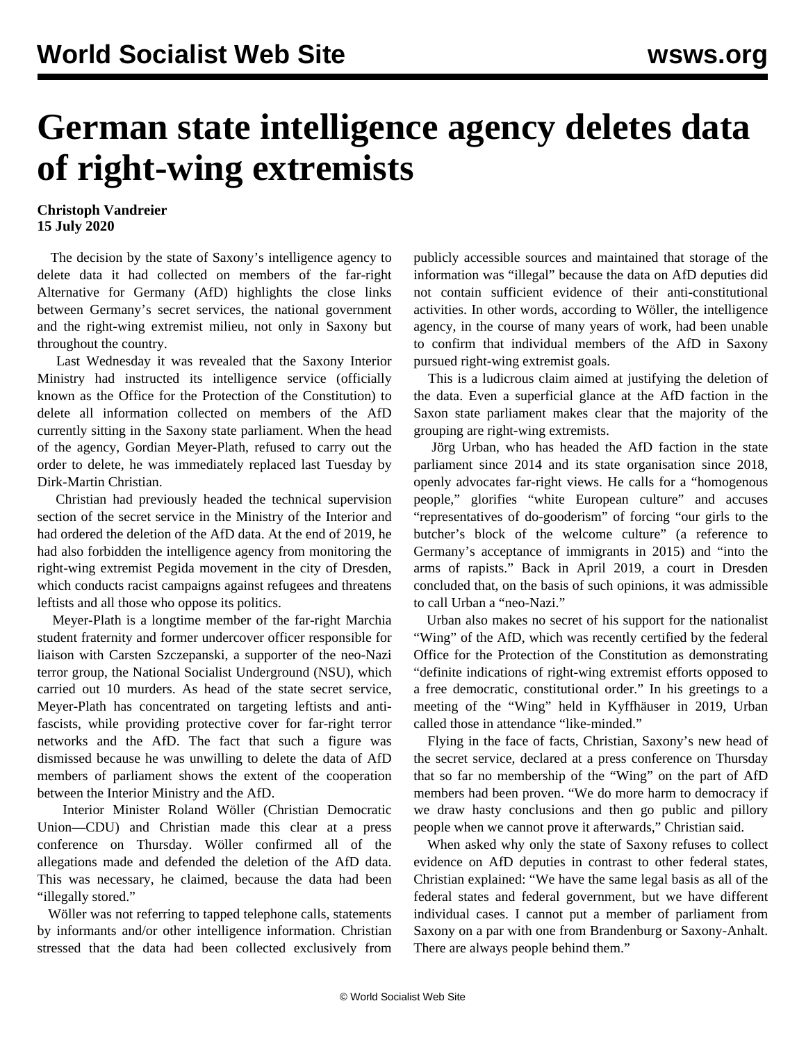# German state intelligence agency deletes data of right-wing extremists

**Christoph Vandreier**
**15 July 2020**

The decision by the state of Saxony's intelligence agency to delete data it had collected on members of the far-right Alternative for Germany (AfD) highlights the close links between Germany's secret services, the national government and the right-wing extremist milieu, not only in Saxony but throughout the country.

Last Wednesday it was revealed that the Saxony Interior Ministry had instructed its intelligence service (officially known as the Office for the Protection of the Constitution) to delete all information collected on members of the AfD currently sitting in the Saxony state parliament. When the head of the agency, Gordian Meyer-Plath, refused to carry out the order to delete, he was immediately replaced last Tuesday by Dirk-Martin Christian.

Christian had previously headed the technical supervision section of the secret service in the Ministry of the Interior and had ordered the deletion of the AfD data. At the end of 2019, he had also forbidden the intelligence agency from monitoring the right-wing extremist Pegida movement in the city of Dresden, which conducts racist campaigns against refugees and threatens leftists and all those who oppose its politics.

Meyer-Plath is a longtime member of the far-right Marchia student fraternity and former undercover officer responsible for liaison with Carsten Szczepanski, a supporter of the neo-Nazi terror group, the National Socialist Underground (NSU), which carried out 10 murders. As head of the state secret service, Meyer-Plath has concentrated on targeting leftists and anti-fascists, while providing protective cover for far-right terror networks and the AfD. The fact that such a figure was dismissed because he was unwilling to delete the data of AfD members of parliament shows the extent of the cooperation between the Interior Ministry and the AfD.

Interior Minister Roland Wöller (Christian Democratic Union—CDU) and Christian made this clear at a press conference on Thursday. Wöller confirmed all of the allegations made and defended the deletion of the AfD data. This was necessary, he claimed, because the data had been "illegally stored."

Wöller was not referring to tapped telephone calls, statements by informants and/or other intelligence information. Christian stressed that the data had been collected exclusively from publicly accessible sources and maintained that storage of the information was "illegal" because the data on AfD deputies did not contain sufficient evidence of their anti-constitutional activities. In other words, according to Wöller, the intelligence agency, in the course of many years of work, had been unable to confirm that individual members of the AfD in Saxony pursued right-wing extremist goals.

This is a ludicrous claim aimed at justifying the deletion of the data. Even a superficial glance at the AfD faction in the Saxon state parliament makes clear that the majority of the grouping are right-wing extremists.

Jörg Urban, who has headed the AfD faction in the state parliament since 2014 and its state organisation since 2018, openly advocates far-right views. He calls for a "homogenous people," glorifies "white European culture" and accuses "representatives of do-gooderism" of forcing "our girls to the butcher's block of the welcome culture" (a reference to Germany's acceptance of immigrants in 2015) and "into the arms of rapists." Back in April 2019, a court in Dresden concluded that, on the basis of such opinions, it was admissible to call Urban a "neo-Nazi."

Urban also makes no secret of his support for the nationalist "Wing" of the AfD, which was recently certified by the federal Office for the Protection of the Constitution as demonstrating "definite indications of right-wing extremist efforts opposed to a free democratic, constitutional order." In his greetings to a meeting of the "Wing" held in Kyffhäuser in 2019, Urban called those in attendance "like-minded."

Flying in the face of facts, Christian, Saxony's new head of the secret service, declared at a press conference on Thursday that so far no membership of the "Wing" on the part of AfD members had been proven. "We do more harm to democracy if we draw hasty conclusions and then go public and pillory people when we cannot prove it afterwards," Christian said.

When asked why only the state of Saxony refuses to collect evidence on AfD deputies in contrast to other federal states, Christian explained: "We have the same legal basis as all of the federal states and federal government, but we have different individual cases. I cannot put a member of parliament from Saxony on a par with one from Brandenburg or Saxony-Anhalt. There are always people behind them."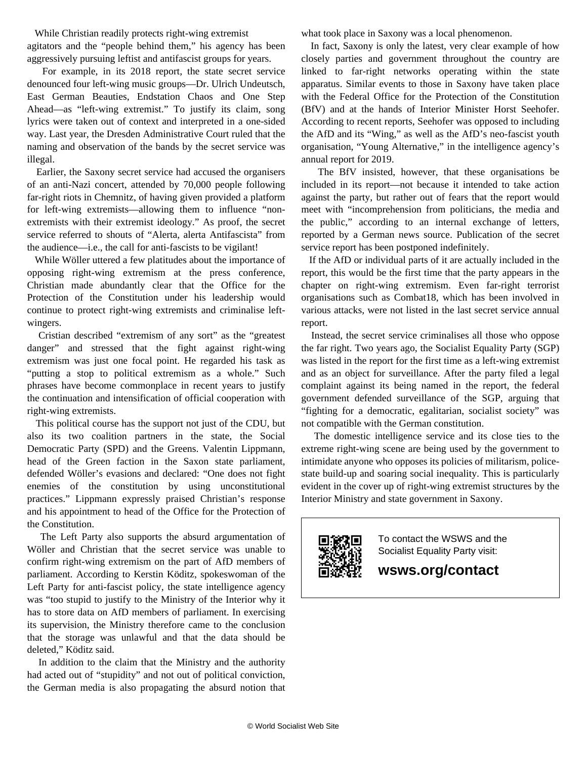While Christian readily protects right-wing extremist agitators and the "people behind them," his agency has been aggressively pursuing leftist and antifascist groups for years.

For example, in its 2018 report, the state secret service denounced four left-wing music groups—Dr. Ulrich Undeutsch, East German Beauties, Endstation Chaos and One Step Ahead—as "left-wing extremist." To justify its claim, song lyrics were taken out of context and interpreted in a one-sided way. Last year, the Dresden Administrative Court ruled that the naming and observation of the bands by the secret service was illegal.

Earlier, the Saxony secret service had accused the organisers of an anti-Nazi concert, attended by 70,000 people following far-right riots in Chemnitz, of having given provided a platform for left-wing extremists—allowing them to influence "non-extremists with their extremist ideology." As proof, the secret service referred to shouts of "Alerta, alerta Antifascista" from the audience—i.e., the call for anti-fascists to be vigilant!

While Wöller uttered a few platitudes about the importance of opposing right-wing extremism at the press conference, Christian made abundantly clear that the Office for the Protection of the Constitution under his leadership would continue to protect right-wing extremists and criminalise left-wingers.

Cristian described "extremism of any sort" as the "greatest danger" and stressed that the fight against right-wing extremism was just one focal point. He regarded his task as "putting a stop to political extremism as a whole." Such phrases have become commonplace in recent years to justify the continuation and intensification of official cooperation with right-wing extremists.

This political course has the support not just of the CDU, but also its two coalition partners in the state, the Social Democratic Party (SPD) and the Greens. Valentin Lippmann, head of the Green faction in the Saxon state parliament, defended Wöller's evasions and declared: "One does not fight enemies of the constitution by using unconstitutional practices." Lippmann expressly praised Christian's response and his appointment to head of the Office for the Protection of the Constitution.

The Left Party also supports the absurd argumentation of Wöller and Christian that the secret service was unable to confirm right-wing extremism on the part of AfD members of parliament. According to Kerstin Köditz, spokeswoman of the Left Party for anti-fascist policy, the state intelligence agency was "too stupid to justify to the Ministry of the Interior why it has to store data on AfD members of parliament. In exercising its supervision, the Ministry therefore came to the conclusion that the storage was unlawful and that the data should be deleted," Köditz said.

In addition to the claim that the Ministry and the authority had acted out of "stupidity" and not out of political conviction, the German media is also propagating the absurd notion that what took place in Saxony was a local phenomenon.

In fact, Saxony is only the latest, very clear example of how closely parties and government throughout the country are linked to far-right networks operating within the state apparatus. Similar events to those in Saxony have taken place with the Federal Office for the Protection of the Constitution (BfV) and at the hands of Interior Minister Horst Seehofer. According to recent reports, Seehofer was opposed to including the AfD and its "Wing," as well as the AfD's neo-fascist youth organisation, "Young Alternative," in the intelligence agency's annual report for 2019.

The BfV insisted, however, that these organisations be included in its report—not because it intended to take action against the party, but rather out of fears that the report would meet with "incomprehension from politicians, the media and the public," according to an internal exchange of letters, reported by a German news source. Publication of the secret service report has been postponed indefinitely.

If the AfD or individual parts of it are actually included in the report, this would be the first time that the party appears in the chapter on right-wing extremism. Even far-right terrorist organisations such as Combat18, which has been involved in various attacks, were not listed in the last secret service annual report.

Instead, the secret service criminalises all those who oppose the far right. Two years ago, the Socialist Equality Party (SGP) was listed in the report for the first time as a left-wing extremist and as an object for surveillance. After the party filed a legal complaint against its being named in the report, the federal government defended surveillance of the SGP, arguing that "fighting for a democratic, egalitarian, socialist society" was not compatible with the German constitution.

The domestic intelligence service and its close ties to the extreme right-wing scene are being used by the government to intimidate anyone who opposes its policies of militarism, police-state build-up and soaring social inequality. This is particularly evident in the cover up of right-wing extremist structures by the Interior Ministry and state government in Saxony.

To contact the WSWS and the Socialist Equality Party visit:

**wsws.org/contact**